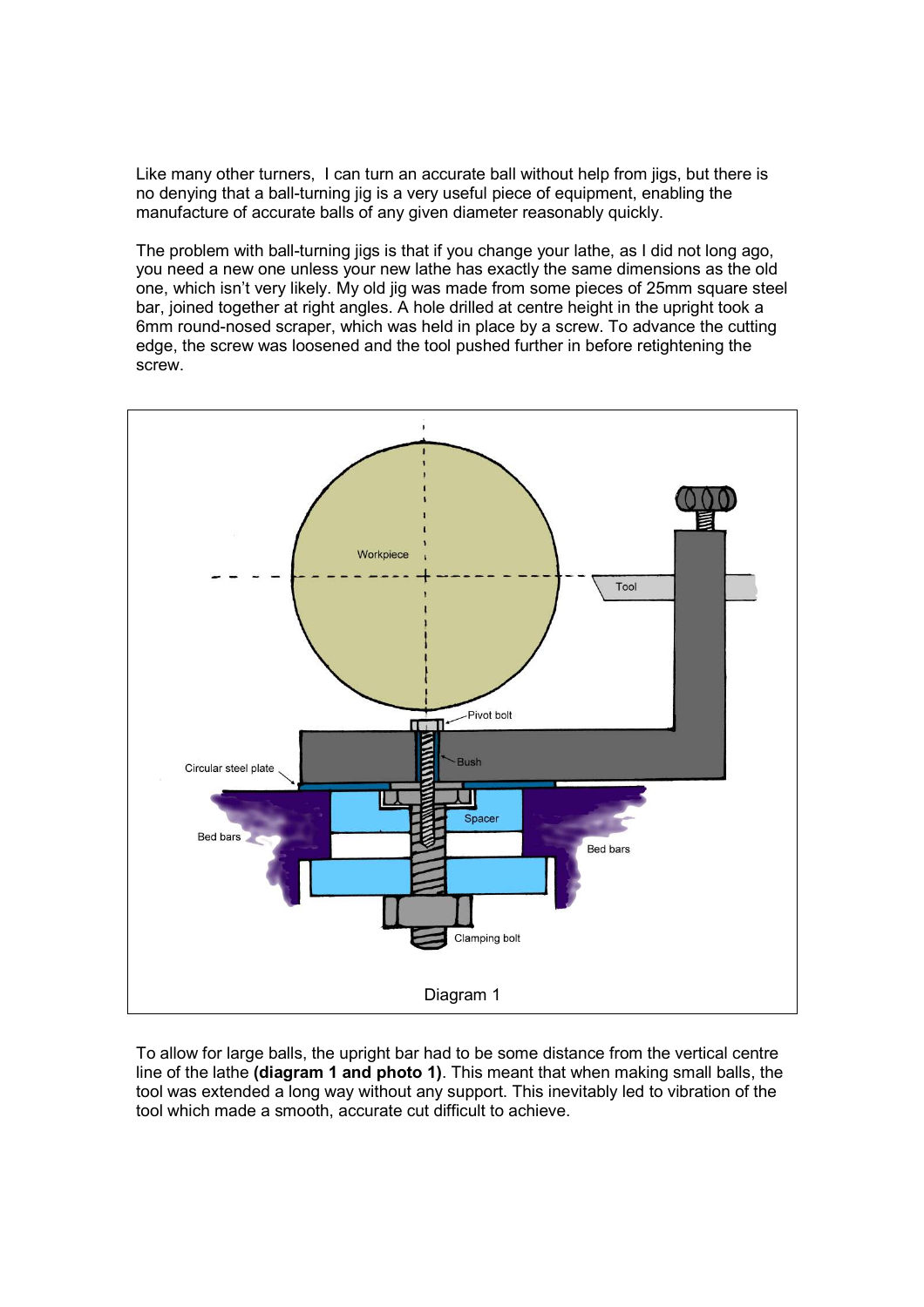Like many other turners, I can turn an accurate ball without help from jigs, but there is no denying that a ball-turning jig is a very useful piece of equipment, enabling the manufacture of accurate balls of any given diameter reasonably quickly.

The problem with ball-turning jigs is that if you change your lathe, as I did not long ago, you need a new one unless your new lathe has exactly the same dimensions as the old one, which isn't very likely. My old jig was made from some pieces of 25mm square steel bar, joined together at right angles. A hole drilled at centre height in the upright took a 6mm round-nosed scraper, which was held in place by a screw. To advance the cutting edge, the screw was loosened and the tool pushed further in before retightening the screw.

Diagram 1

To allow for large balls, the upright bar had to be some distance from the vertical centre line of the lathe **(diagram 1 and photo 1)**. This meant that when making small balls, the tool was extended a long way without any support. This inevitably led to vibration of the tool which made a smooth, accurate cut difficult to achieve.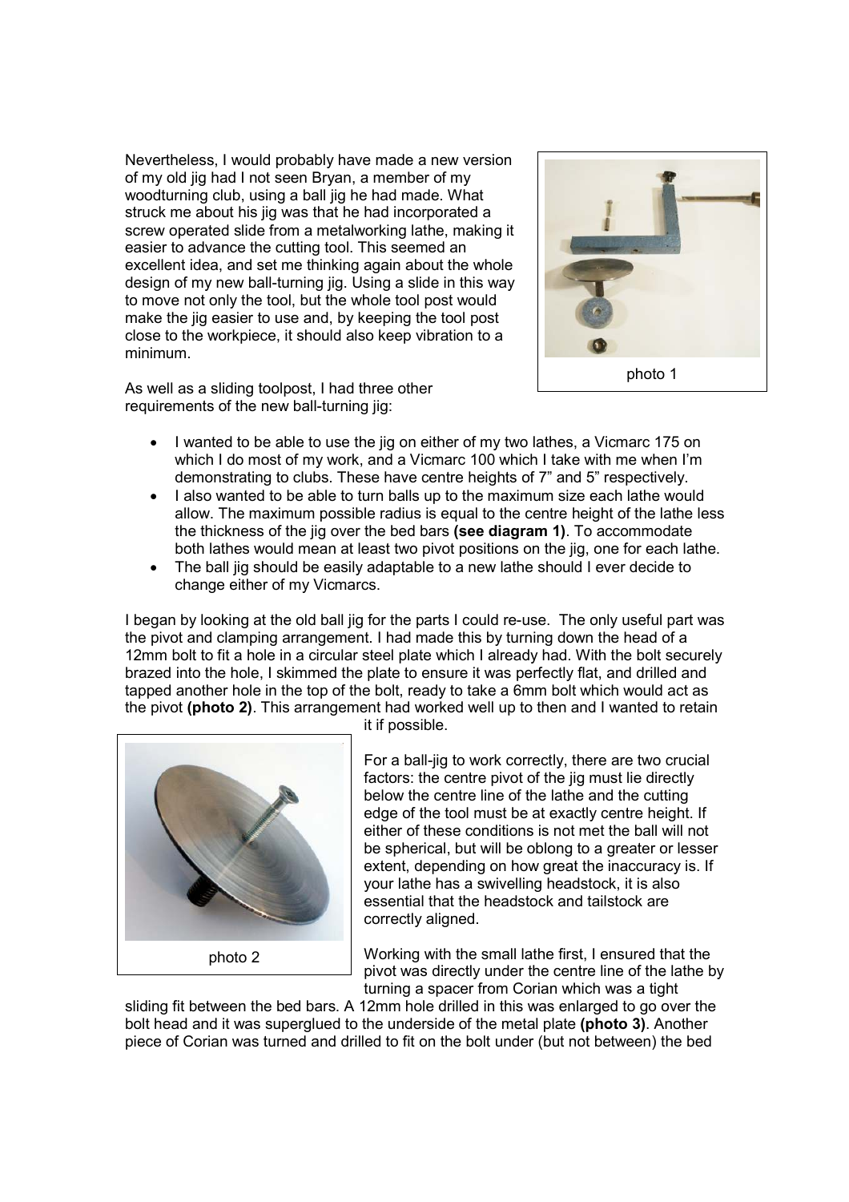Nevertheless, I would probably have made a new version of my old jig had I not seen Bryan, a member of my woodturning club, using a ball jig he had made. What struck me about his jig was that he had incorporated a screw operated slide from a metalworking lathe, making it easier to advance the cutting tool. This seemed an excellent idea, and set me thinking again about the whole design of my new ball-turning jig. Using a slide in this way to move not only the tool, but the whole tool post would make the jig easier to use and, by keeping the tool post close to the workpiece, it should also keep vibration to a minimum.

photo 1

As well as a sliding toolpost, I had three other requirements of the new ball-turning jig:

- I wanted to be able to use the jig on either of my two lathes, a Vicmarc 175 on which I do most of my work, and a Vicmarc 100 which I take with me when I'm demonstrating to clubs. These have centre heights of 7" and 5" respectively.
- I also wanted to be able to turn balls up to the maximum size each lathe would allow. The maximum possible radius is equal to the centre height of the lathe less the thickness of the jig over the bed bars **(see diagram 1)**. To accommodate both lathes would mean at least two pivot positions on the jig, one for each lathe.
- The ball jig should be easily adaptable to a new lathe should I ever decide to change either of my Vicmarcs.

I began by looking at the old ball jig for the parts I could re-use. The only useful part was the pivot and clamping arrangement. I had made this by turning down the head of a 12mm bolt to fit a hole in a circular steel plate which I already had. With the bolt securely brazed into the hole, I skimmed the plate to ensure it was perfectly flat, and drilled and tapped another hole in the top of the bolt, ready to take a 6mm bolt which would act as the pivot **(photo 2)**. This arrangement had worked well up to then and I wanted to retain it if possible.

photo 2

For a ball-jig to work correctly, there are two crucial factors: the centre pivot of the jig must lie directly below the centre line of the lathe and the cutting edge of the tool must be at exactly centre height. If either of these conditions is not met the ball will not be spherical, but will be oblong to a greater or lesser extent, depending on how great the inaccuracy is. If your lathe has a swivelling headstock, it is also essential that the headstock and tailstock are correctly aligned.

Working with the small lathe first, I ensured that the pivot was directly under the centre line of the lathe by turning a spacer from Corian which was a tight sliding fit between the bed bars. A 12mm hole drilled in this was enlarged to go over the bolt head and it was superglued to the underside of the metal plate **(photo 3)**. Another piece of Corian was turned and drilled to fit on the bolt under (but not between) the bed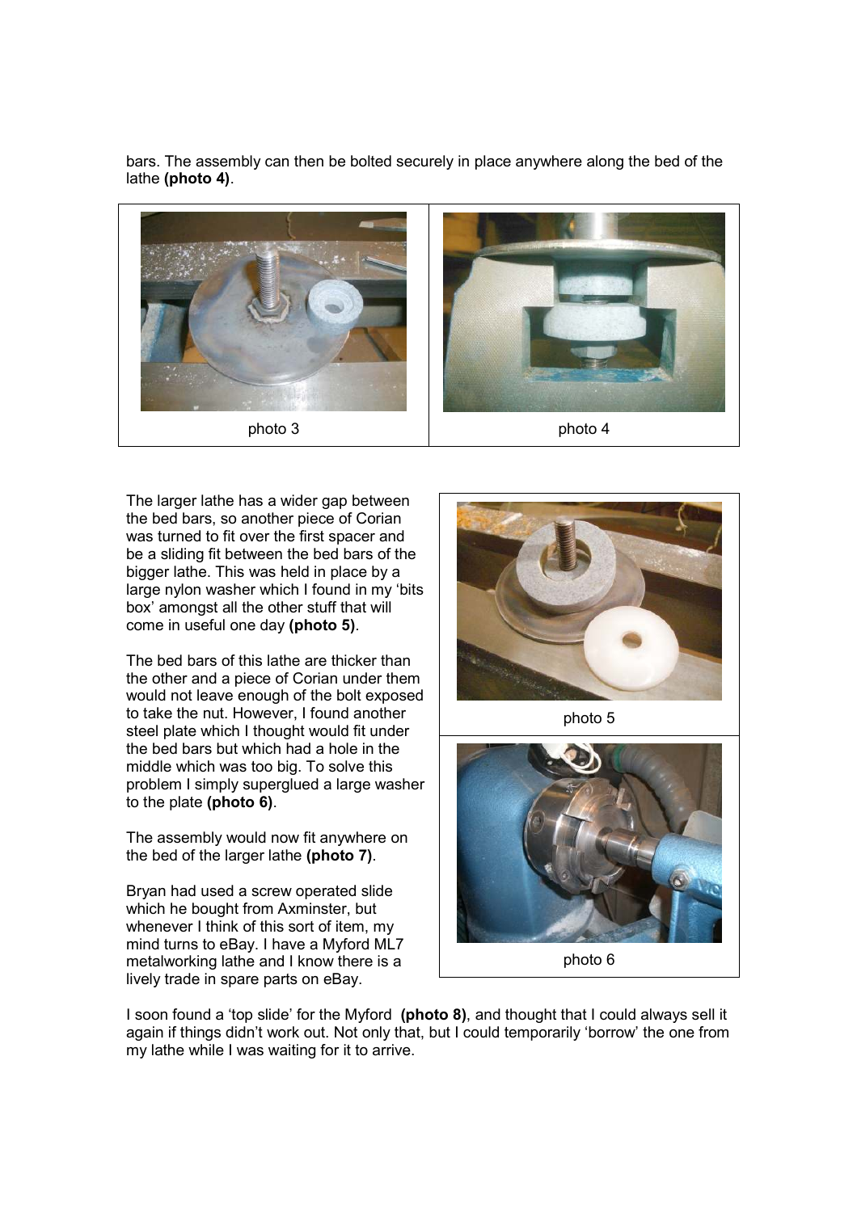bars. The assembly can then be bolted securely in place anywhere along the bed of the lathe **(photo 4)**.

photo 3

photo 4

The larger lathe has a wider gap between the bed bars, so another piece of Corian was turned to fit over the first spacer and be a sliding fit between the bed bars of the bigger lathe. This was held in place by a large nylon washer which I found in my 'bits box' amongst all the other stuff that will come in useful one day **(photo 5)**.

photo 5

The bed bars of this lathe are thicker than the other and a piece of Corian under them would not leave enough of the bolt exposed to take the nut. However, I found another steel plate which I thought would fit under the bed bars but which had a hole in the middle which was too big. To solve this problem I simply superglued a large washer to the plate **(photo 6)**.

photo 6

The assembly would now fit anywhere on the bed of the larger lathe **(photo 7)**.

Bryan had used a screw operated slide which he bought from Axminster, but whenever I think of this sort of item, my mind turns to eBay. I have a Myford ML7 metalworking lathe and I know there is a lively trade in spare parts on eBay.

I soon found a 'top slide' for the Myford **(photo 8)**, and thought that I could always sell it again if things didn't work out. Not only that, but I could temporarily 'borrow' the one from my lathe while I was waiting for it to arrive.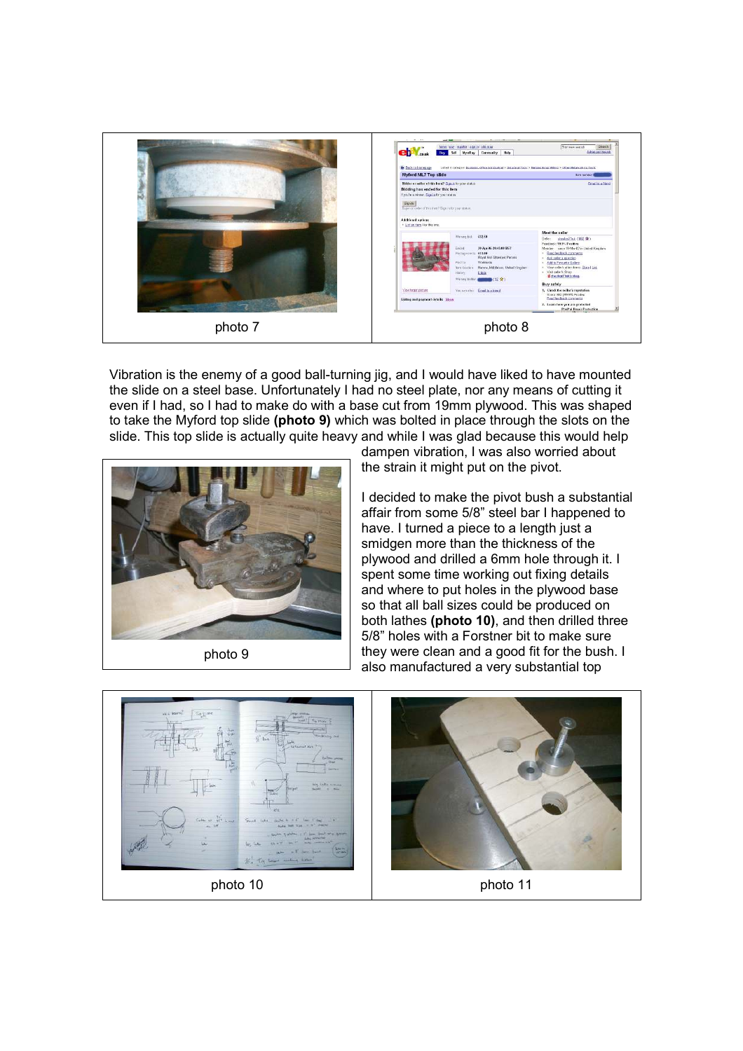photo 7

photo 8

Vibration is the enemy of a good ball-turning jig, and I would have liked to have mounted the slide on a steel base. Unfortunately I had no steel plate, nor any means of cutting it even if I had, so I had to make do with a base cut from 19mm plywood. This was shaped to take the Myford top slide **(photo 9)** which was bolted in place through the slots on the slide. This top slide is actually quite heavy and while I was glad because this would help dampen vibration, I was also worried about the strain it might put on the pivot.

photo 9

I decided to make the pivot bush a substantial affair from some 5/8" steel bar I happened to have. I turned a piece to a length just a smidgen more than the thickness of the plywood and drilled a 6mm hole through it. I spent some time working out fixing details and where to put holes in the plywood base so that all ball sizes could be produced on both lathes **(photo 10)**, and then drilled three 5/8" holes with a Forstner bit to make sure they were clean and a good fit for the bush. I also manufactured a very substantial top

photo 10

photo 11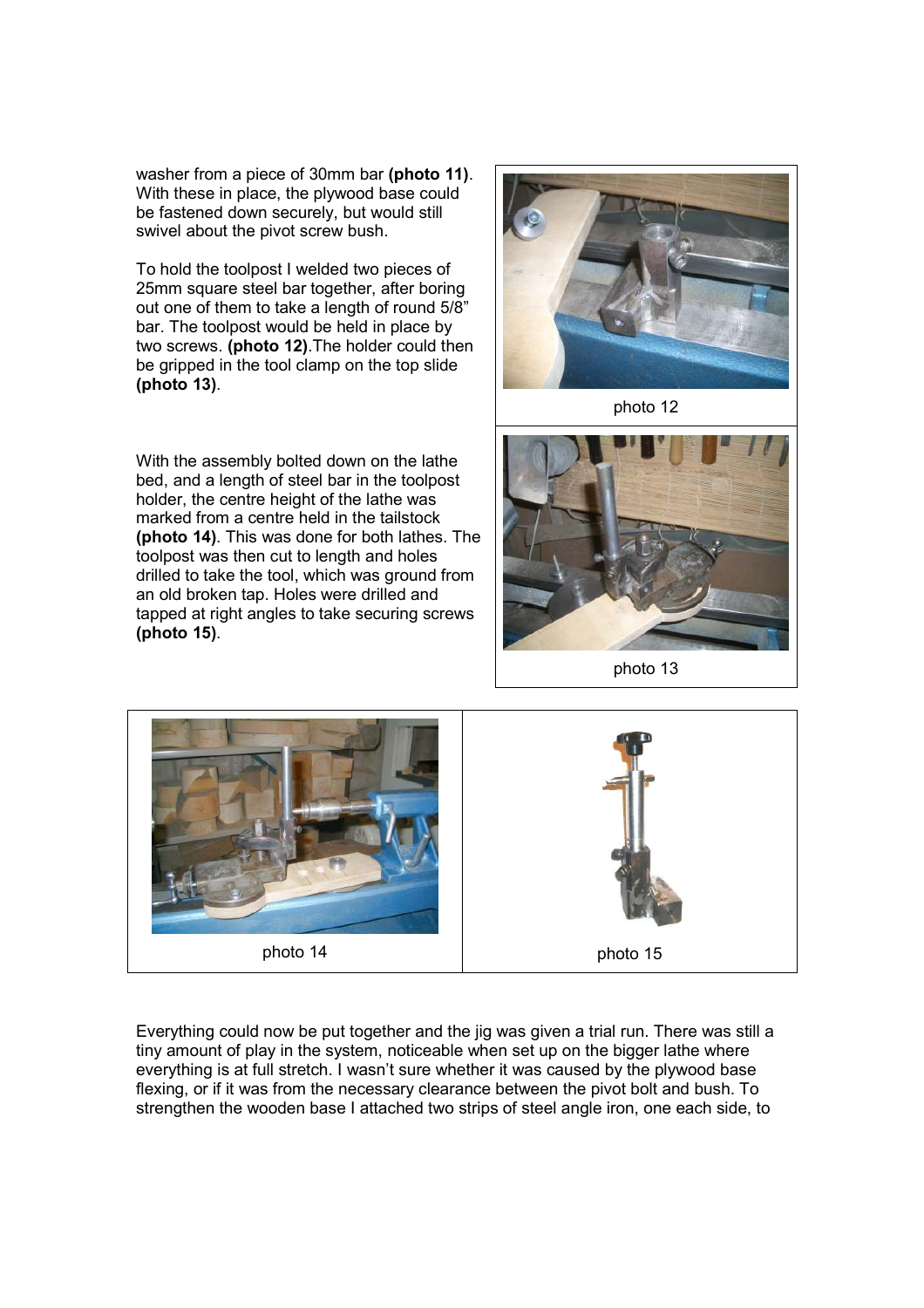washer from a piece of 30mm bar **(photo 11)**. With these in place, the plywood base could be fastened down securely, but would still swivel about the pivot screw bush.

To hold the toolpost I welded two pieces of 25mm square steel bar together, after boring out one of them to take a length of round 5/8" bar. The toolpost would be held in place by two screws. **(photo 12)**.The holder could then be gripped in the tool clamp on the top slide **(photo 13)**.

photo 12

photo 13

With the assembly bolted down on the lathe bed, and a length of steel bar in the toolpost holder, the centre height of the lathe was marked from a centre held in the tailstock **(photo 14)**. This was done for both lathes. The toolpost was then cut to length and holes drilled to take the tool, which was ground from an old broken tap. Holes were drilled and tapped at right angles to take securing screws **(photo 15)**.

photo 14

photo 15

Everything could now be put together and the jig was given a trial run. There was still a tiny amount of play in the system, noticeable when set up on the bigger lathe where everything is at full stretch. I wasn't sure whether it was caused by the plywood base flexing, or if it was from the necessary clearance between the pivot bolt and bush. To strengthen the wooden base I attached two strips of steel angle iron, one each side, to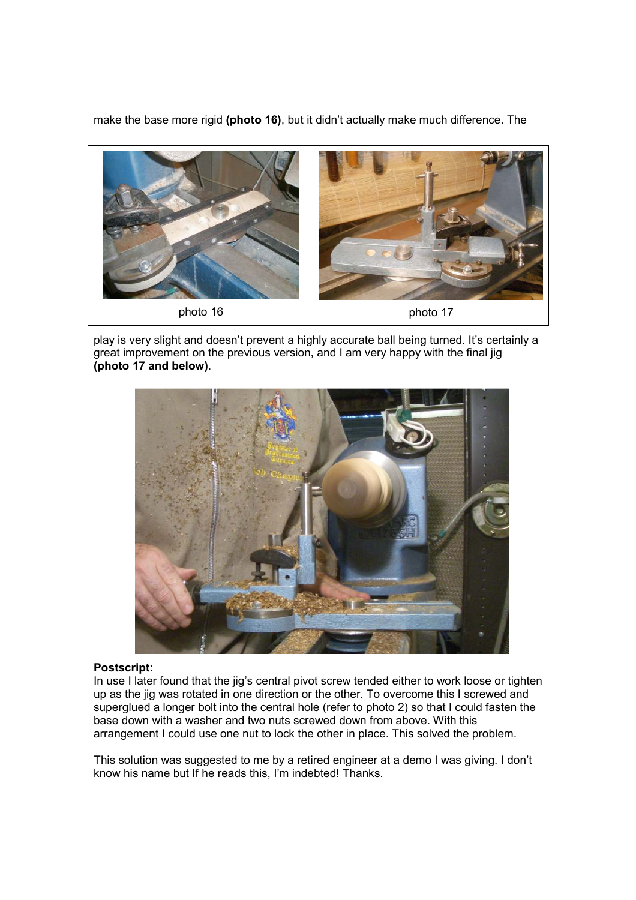make the base more rigid **(photo 16)**, but it didn't actually make much difference. The

photo 16

photo 17

play is very slight and doesn't prevent a highly accurate ball being turned. It's certainly a great improvement on the previous version, and I am very happy with the final jig **(photo 17 and below)**.

**Postscript:**

In use I later found that the jig's central pivot screw tended either to work loose or tighten up as the jig was rotated in one direction or the other. To overcome this I screwed and superglued a longer bolt into the central hole (refer to photo 2) so that I could fasten the base down with a washer and two nuts screwed down from above. With this arrangement I could use one nut to lock the other in place. This solved the problem.

This solution was suggested to me by a retired engineer at a demo I was giving. I don't know his name but If he reads this, I'm indebted! Thanks.